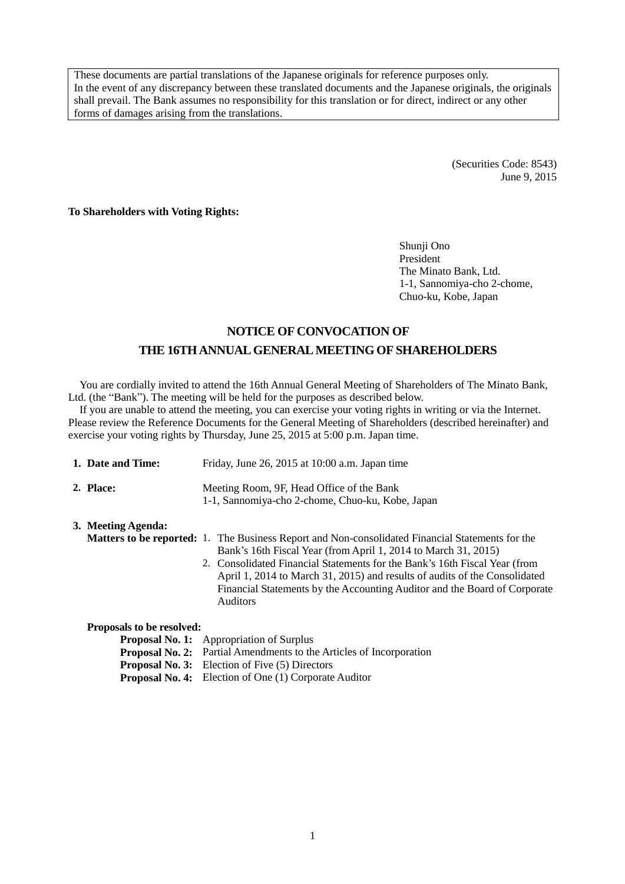These documents are partial translations of the Japanese originals for reference purposes only.
In the event of any discrepancy between these translated documents and the Japanese originals, the originals shall prevail. The Bank assumes no responsibility for this translation or for direct, indirect or any other forms of damages arising from the translations.

(Securities Code: 8543)
June 9, 2015

**To Shareholders with Voting Rights:**

Shunji Ono
President
The Minato Bank, Ltd.
1-1, Sannomiya-cho 2-chome,
Chuo-ku, Kobe, Japan

# NOTICE OF CONVOCATION OF THE 16TH ANNUAL GENERAL MEETING OF SHAREHOLDERS

You are cordially invited to attend the 16th Annual General Meeting of Shareholders of The Minato Bank, Ltd. (the "Bank"). The meeting will be held for the purposes as described below.

If you are unable to attend the meeting, you can exercise your voting rights in writing or via the Internet. Please review the Reference Documents for the General Meeting of Shareholders (described hereinafter) and exercise your voting rights by Thursday, June 25, 2015 at 5:00 p.m. Japan time.

**1. Date and Time:** Friday, June 26, 2015 at 10:00 a.m. Japan time

**2. Place:** Meeting Room, 9F, Head Office of the Bank
1-1, Sannomiya-cho 2-chome, Chuo-ku, Kobe, Japan

**3. Meeting Agenda:**

**Matters to be reported:**

1. The Business Report and Non-consolidated Financial Statements for the Bank's 16th Fiscal Year (from April 1, 2014 to March 31, 2015)
2. Consolidated Financial Statements for the Bank's 16th Fiscal Year (from April 1, 2014 to March 31, 2015) and results of audits of the Consolidated Financial Statements by the Accounting Auditor and the Board of Corporate Auditors

**Proposals to be resolved:**

**Proposal No. 1:** Appropriation of Surplus
**Proposal No. 2:** Partial Amendments to the Articles of Incorporation
**Proposal No. 3:** Election of Five (5) Directors
**Proposal No. 4:** Election of One (1) Corporate Auditor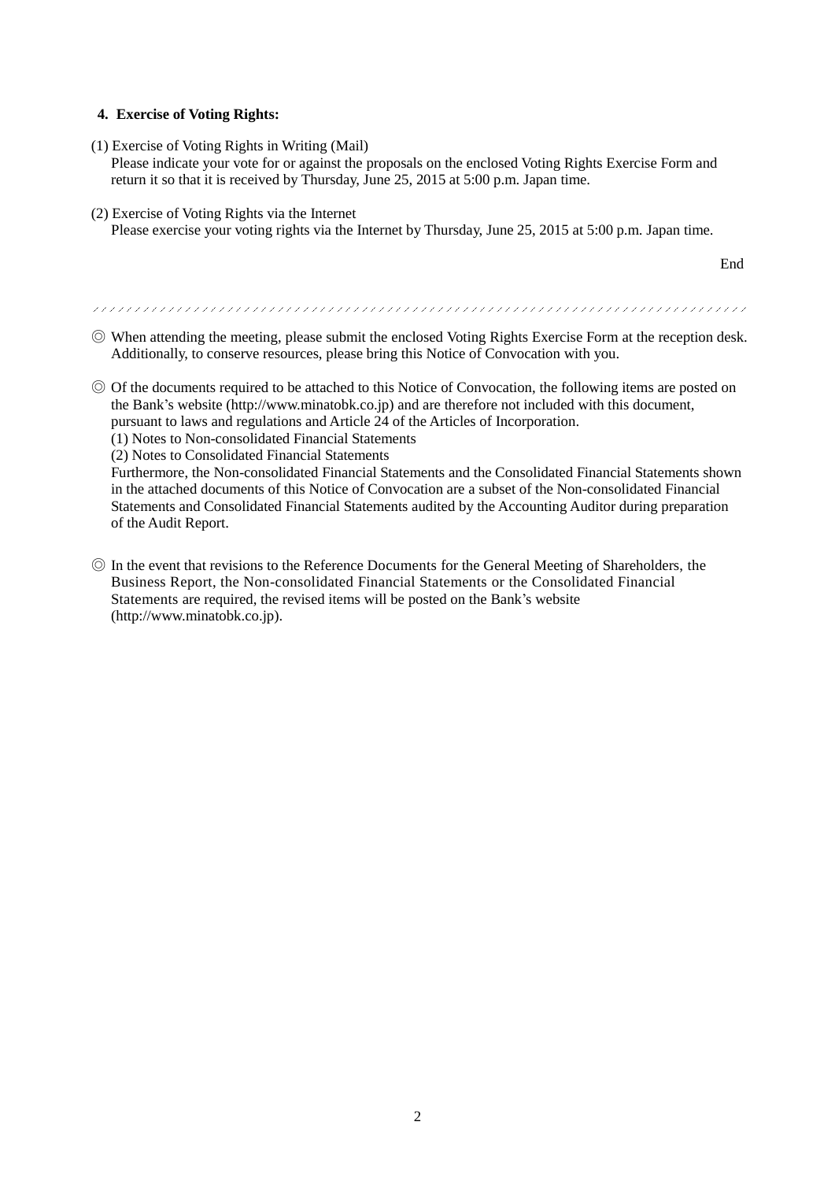### 4. Exercise of Voting Rights:

(1) Exercise of Voting Rights in Writing (Mail)
Please indicate your vote for or against the proposals on the enclosed Voting Rights Exercise Form and return it so that it is received by Thursday, June 25, 2015 at 5:00 p.m. Japan time.

(2) Exercise of Voting Rights via the Internet
Please exercise your voting rights via the Internet by Thursday, June 25, 2015 at 5:00 p.m. Japan time.

End

---

◎ When attending the meeting, please submit the enclosed Voting Rights Exercise Form at the reception desk. Additionally, to conserve resources, please bring this Notice of Convocation with you.

◎ Of the documents required to be attached to this Notice of Convocation, the following items are posted on the Bank's website (http://www.minatobk.co.jp) and are therefore not included with this document, pursuant to laws and regulations and Article 24 of the Articles of Incorporation.
(1) Notes to Non-consolidated Financial Statements
(2) Notes to Consolidated Financial Statements
Furthermore, the Non-consolidated Financial Statements and the Consolidated Financial Statements shown in the attached documents of this Notice of Convocation are a subset of the Non-consolidated Financial Statements and Consolidated Financial Statements audited by the Accounting Auditor during preparation of the Audit Report.

◎ In the event that revisions to the Reference Documents for the General Meeting of Shareholders, the Business Report, the Non-consolidated Financial Statements or the Consolidated Financial Statements are required, the revised items will be posted on the Bank's website (http://www.minatobk.co.jp).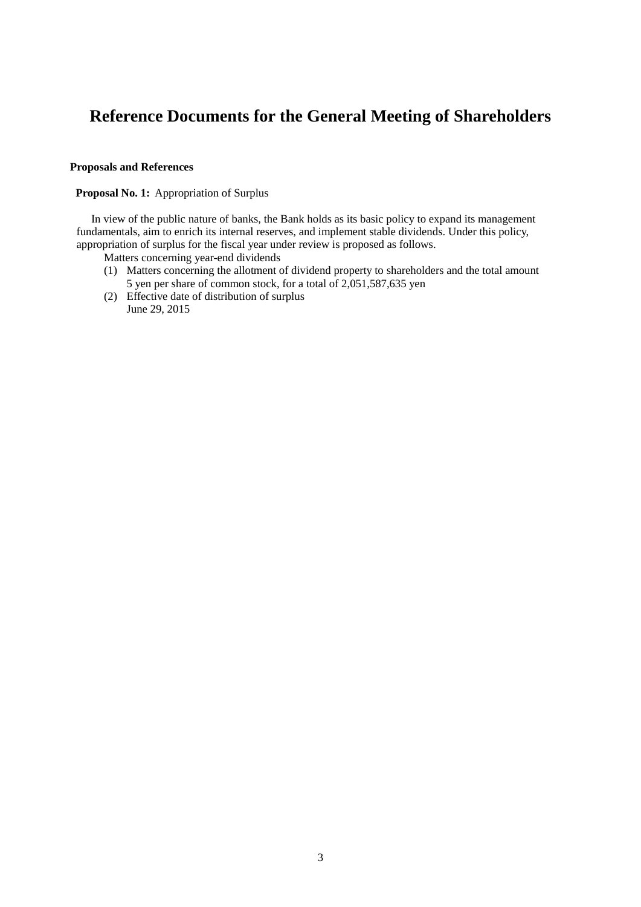# Reference Documents for the General Meeting of Shareholders

**Proposals and References**

**Proposal No. 1:** Appropriation of Surplus

In view of the public nature of banks, the Bank holds as its basic policy to expand its management fundamentals, aim to enrich its internal reserves, and implement stable dividends. Under this policy, appropriation of surplus for the fiscal year under review is proposed as follows.

Matters concerning year-end dividends

(1) Matters concerning the allotment of dividend property to shareholders and the total amount
    5 yen per share of common stock, for a total of 2,051,587,635 yen

(2) Effective date of distribution of surplus
    June 29, 2015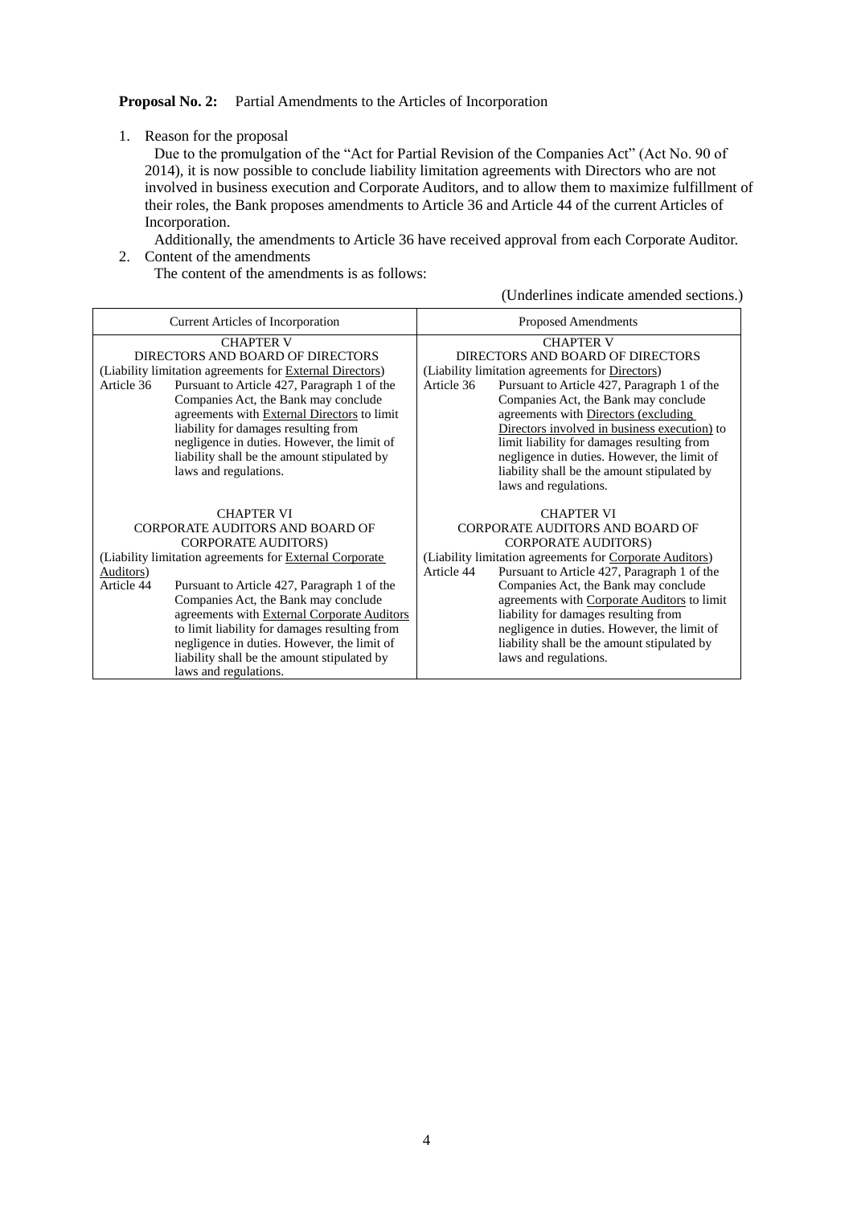**Proposal No. 2:** Partial Amendments to the Articles of Incorporation

1. Reason for the proposal

   Due to the promulgation of the "Act for Partial Revision of the Companies Act" (Act No. 90 of 2014), it is now possible to conclude liability limitation agreements with Directors who are not involved in business execution and Corporate Auditors, and to allow them to maximize fulfillment of their roles, the Bank proposes amendments to Article 36 and Article 44 of the current Articles of Incorporation.

   Additionally, the amendments to Article 36 have received approval from each Corporate Auditor.

2. Content of the amendments

   The content of the amendments is as follows:

(Underlines indicate amended sections.)

| Current Articles of Incorporation | Proposed Amendments |
|---|---|
| CHAPTER V<br>DIRECTORS AND BOARD OF DIRECTORS<br>(Liability limitation agreements for <u>External Directors</u>)<br>Article 36 Pursuant to Article 427, Paragraph 1 of the Companies Act, the Bank may conclude agreements with <u>External Directors</u> to limit liability for damages resulting from negligence in duties. However, the limit of liability shall be the amount stipulated by laws and regulations. | CHAPTER V<br>DIRECTORS AND BOARD OF DIRECTORS<br>(Liability limitation agreements for <u>Directors</u>)<br>Article 36 Pursuant to Article 427, Paragraph 1 of the Companies Act, the Bank may conclude agreements with <u>Directors (excluding Directors involved in business execution)</u> to limit liability for damages resulting from negligence in duties. However, the limit of liability shall be the amount stipulated by laws and regulations. |
| CHAPTER VI<br>CORPORATE AUDITORS AND BOARD OF CORPORATE AUDITORS)<br>(Liability limitation agreements for <u>External Corporate Auditors</u>)<br>Article 44 Pursuant to Article 427, Paragraph 1 of the Companies Act, the Bank may conclude agreements with <u>External Corporate Auditors</u> to limit liability for damages resulting from negligence in duties. However, the limit of liability shall be the amount stipulated by laws and regulations. | CHAPTER VI<br>CORPORATE AUDITORS AND BOARD OF CORPORATE AUDITORS)<br>(Liability limitation agreements for <u>Corporate Auditors</u>)<br>Article 44 Pursuant to Article 427, Paragraph 1 of the Companies Act, the Bank may conclude agreements with <u>Corporate Auditors</u> to limit liability for damages resulting from negligence in duties. However, the limit of liability shall be the amount stipulated by laws and regulations. |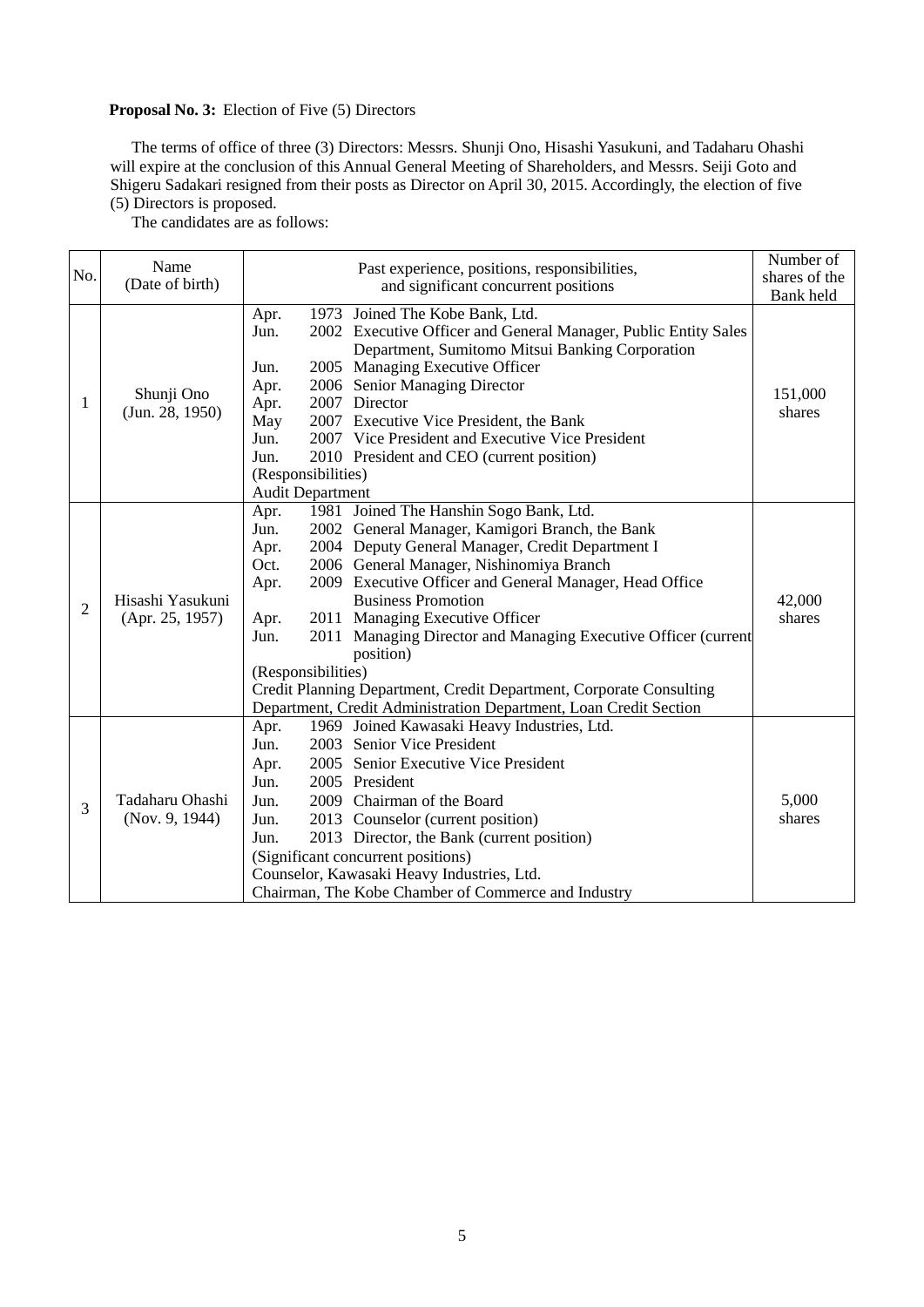**Proposal No. 3:** Election of Five (5) Directors

The terms of office of three (3) Directors: Messrs. Shunji Ono, Hisashi Yasukuni, and Tadaharu Ohashi will expire at the conclusion of this Annual General Meeting of Shareholders, and Messrs. Seiji Goto and Shigeru Sadakari resigned from their posts as Director on April 30, 2015. Accordingly, the election of five (5) Directors is proposed.

The candidates are as follows:

| No. | Name (Date of birth) | Past experience, positions, responsibilities, and significant concurrent positions | Number of shares of the Bank held |
|---|---|---|---|
| 1 | Shunji Ono (Jun. 28, 1950) | Apr. 1973 Joined The Kobe Bank, Ltd.<br>Jun. 2002 Executive Officer and General Manager, Public Entity Sales Department, Sumitomo Mitsui Banking Corporation<br>Jun. 2005 Managing Executive Officer<br>Apr. 2006 Senior Managing Director<br>Apr. 2007 Director<br>May 2007 Executive Vice President, the Bank<br>Jun. 2007 Vice President and Executive Vice President<br>Jun. 2010 President and CEO (current position)<br>(Responsibilities)<br>Audit Department | 151,000 shares |
| 2 | Hisashi Yasukuni (Apr. 25, 1957) | Apr. 1981 Joined The Hanshin Sogo Bank, Ltd.<br>Jun. 2002 General Manager, Kamigori Branch, the Bank<br>Apr. 2004 Deputy General Manager, Credit Department I<br>Oct. 2006 General Manager, Nishinomiya Branch<br>Apr. 2009 Executive Officer and General Manager, Head Office Business Promotion<br>Apr. 2011 Managing Executive Officer<br>Jun. 2011 Managing Director and Managing Executive Officer (current position)<br>(Responsibilities)<br>Credit Planning Department, Credit Department, Corporate Consulting Department, Credit Administration Department, Loan Credit Section | 42,000 shares |
| 3 | Tadaharu Ohashi (Nov. 9, 1944) | Apr. 1969 Joined Kawasaki Heavy Industries, Ltd.<br>Jun. 2003 Senior Vice President<br>Apr. 2005 Senior Executive Vice President<br>Jun. 2005 President<br>Jun. 2009 Chairman of the Board<br>Jun. 2013 Counselor (current position)<br>Jun. 2013 Director, the Bank (current position)<br>(Significant concurrent positions)<br>Counselor, Kawasaki Heavy Industries, Ltd.<br>Chairman, The Kobe Chamber of Commerce and Industry | 5,000 shares |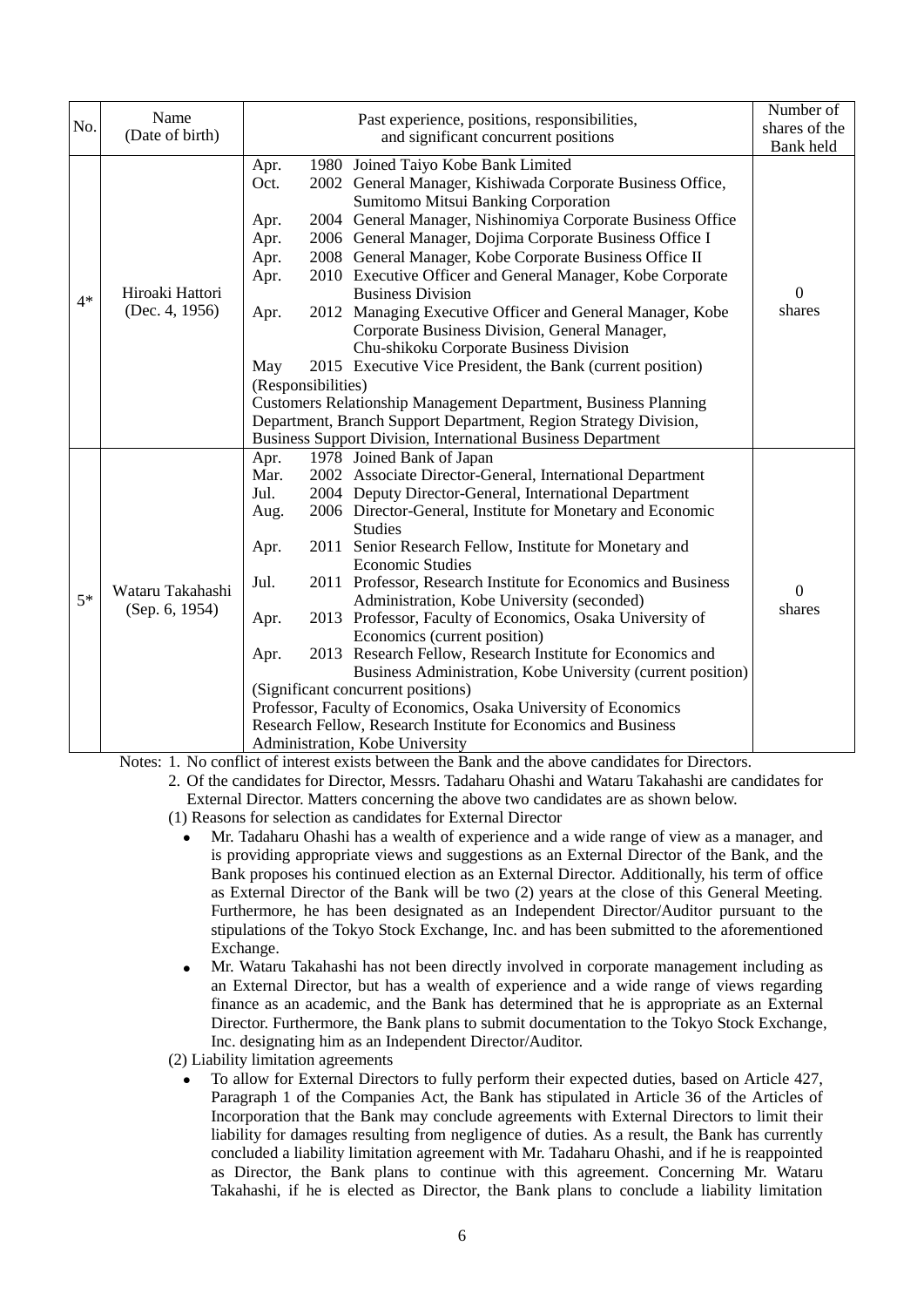| No. | Name (Date of birth) | Past experience, positions, responsibilities, and significant concurrent positions | Number of shares of the Bank held |
|---|---|---|---|
| 4* | Hiroaki Hattori (Dec. 4, 1956) | Apr. 1980 Joined Taiyo Kobe Bank Limited<br>Oct. 2002 General Manager, Kishiwada Corporate Business Office, Sumitomo Mitsui Banking Corporation<br>Apr. 2004 General Manager, Nishinomiya Corporate Business Office<br>Apr. 2006 General Manager, Dojima Corporate Business Office I<br>Apr. 2008 General Manager, Kobe Corporate Business Office II<br>Apr. 2010 Executive Officer and General Manager, Kobe Corporate Business Division<br>Apr. 2012 Managing Executive Officer and General Manager, Kobe Corporate Business Division, General Manager, Chu-shikoku Corporate Business Division<br>May 2015 Executive Vice President, the Bank (current position)<br>(Responsibilities)<br>Customers Relationship Management Department, Business Planning Department, Branch Support Department, Region Strategy Division, Business Support Division, International Business Department | 0 shares |
| 5* | Wataru Takahashi (Sep. 6, 1954) | Apr. 1978 Joined Bank of Japan<br>Mar. 2002 Associate Director-General, International Department<br>Jul. 2004 Deputy Director-General, International Department<br>Aug. 2006 Director-General, Institute for Monetary and Economic Studies<br>Apr. 2011 Senior Research Fellow, Institute for Monetary and Economic Studies<br>Jul. 2011 Professor, Research Institute for Economics and Business Administration, Kobe University (seconded)<br>Apr. 2013 Professor, Faculty of Economics, Osaka University of Economics (current position)<br>Apr. 2013 Research Fellow, Research Institute for Economics and Business Administration, Kobe University (current position)<br>(Significant concurrent positions)<br>Professor, Faculty of Economics, Osaka University of Economics<br>Research Fellow, Research Institute for Economics and Business Administration, Kobe University | 0 shares |

Notes: 1. No conflict of interest exists between the Bank and the above candidates for Directors.

2. Of the candidates for Director, Messrs. Tadaharu Ohashi and Wataru Takahashi are candidates for External Director. Matters concerning the above two candidates are as shown below.

(1) Reasons for selection as candidates for External Director

- Mr. Tadaharu Ohashi has a wealth of experience and a wide range of view as a manager, and is providing appropriate views and suggestions as an External Director of the Bank, and the Bank proposes his continued election as an External Director. Additionally, his term of office as External Director of the Bank will be two (2) years at the close of this General Meeting. Furthermore, he has been designated as an Independent Director/Auditor pursuant to the stipulations of the Tokyo Stock Exchange, Inc. and has been submitted to the aforementioned Exchange.
- Mr. Wataru Takahashi has not been directly involved in corporate management including as an External Director, but has a wealth of experience and a wide range of views regarding finance as an academic, and the Bank has determined that he is appropriate as an External Director. Furthermore, the Bank plans to submit documentation to the Tokyo Stock Exchange, Inc. designating him as an Independent Director/Auditor.

(2) Liability limitation agreements

- To allow for External Directors to fully perform their expected duties, based on Article 427, Paragraph 1 of the Companies Act, the Bank has stipulated in Article 36 of the Articles of Incorporation that the Bank may conclude agreements with External Directors to limit their liability for damages resulting from negligence of duties. As a result, the Bank has currently concluded a liability limitation agreement with Mr. Tadaharu Ohashi, and if he is reappointed as Director, the Bank plans to continue with this agreement. Concerning Mr. Wataru Takahashi, if he is elected as Director, the Bank plans to conclude a liability limitation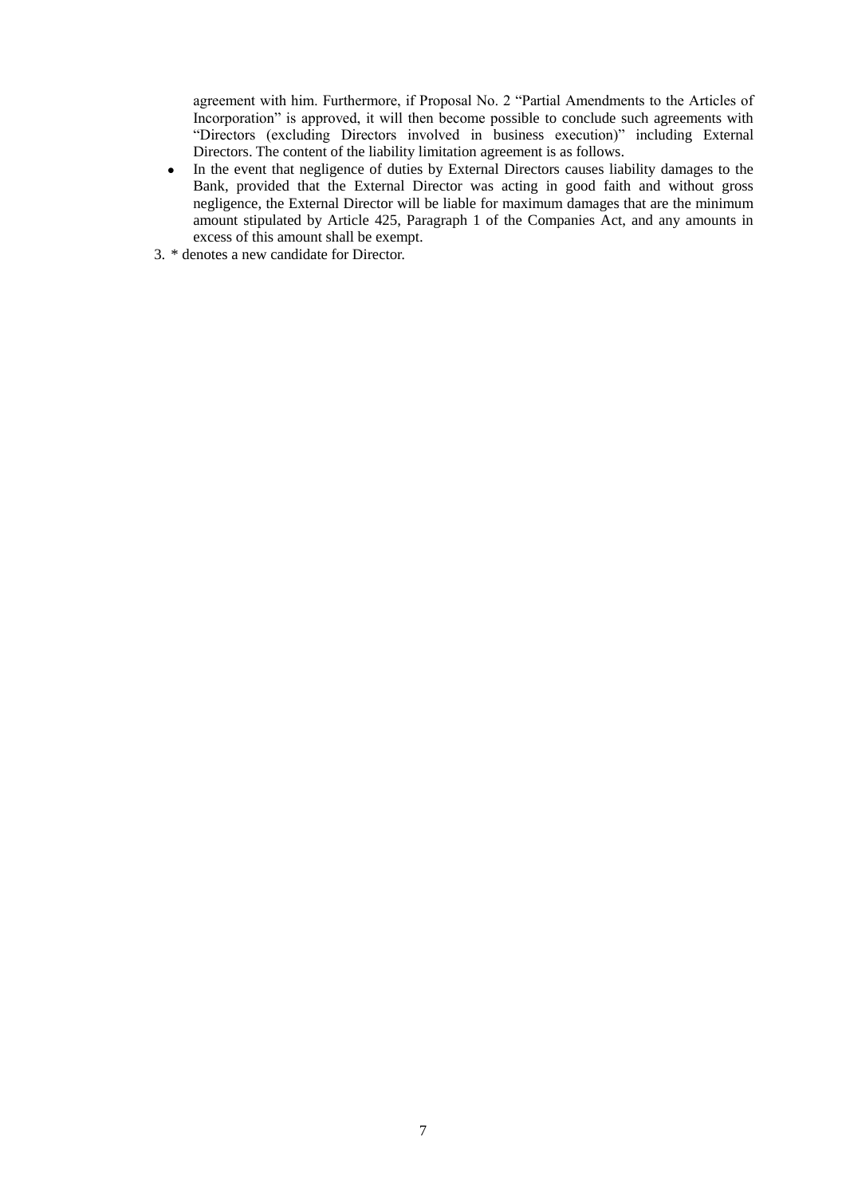agreement with him. Furthermore, if Proposal No. 2 "Partial Amendments to the Articles of Incorporation" is approved, it will then become possible to conclude such agreements with "Directors (excluding Directors involved in business execution)" including External Directors. The content of the liability limitation agreement is as follows.

- In the event that negligence of duties by External Directors causes liability damages to the Bank, provided that the External Director was acting in good faith and without gross negligence, the External Director will be liable for maximum damages that are the minimum amount stipulated by Article 425, Paragraph 1 of the Companies Act, and any amounts in excess of this amount shall be exempt.

3. * denotes a new candidate for Director.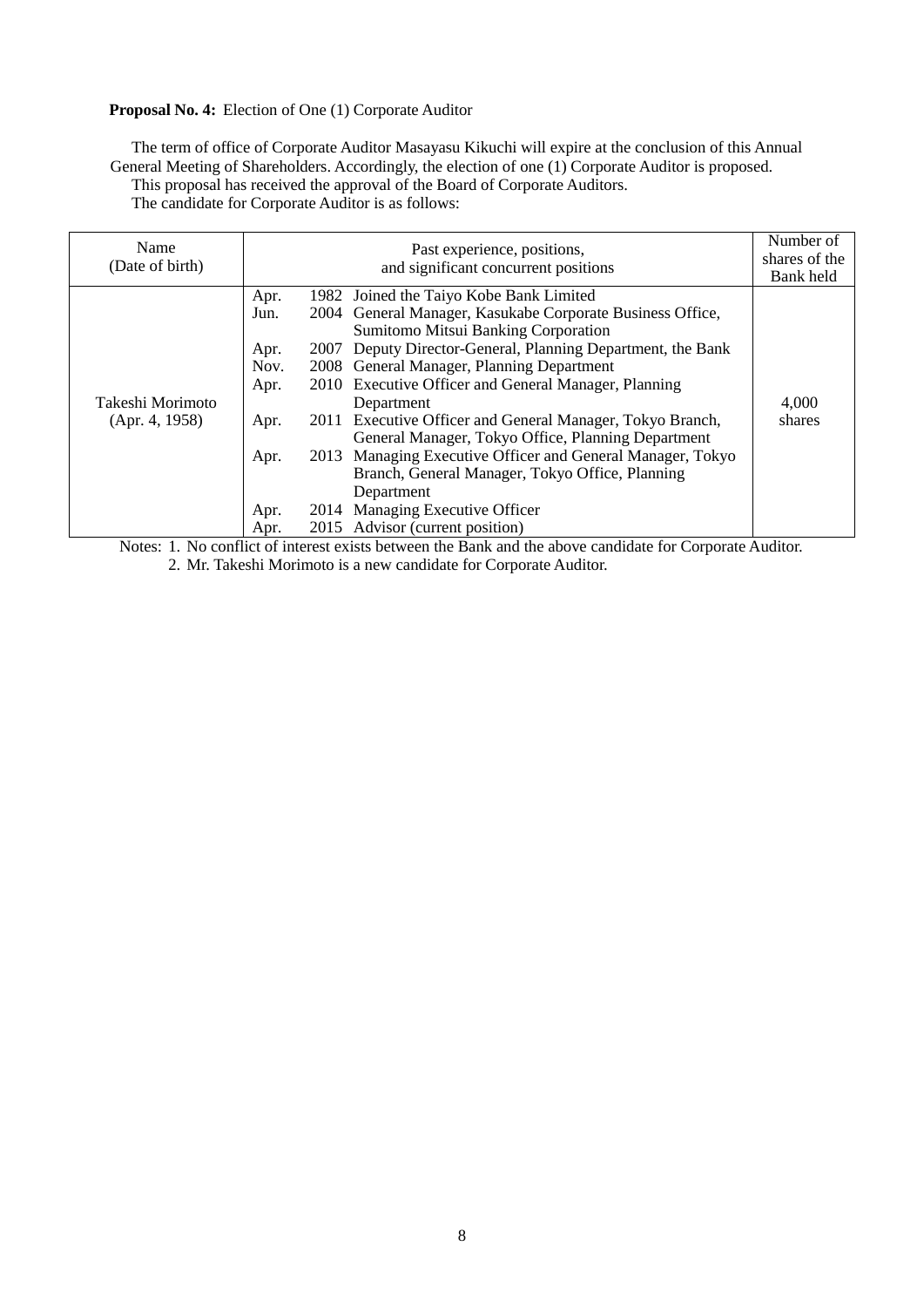**Proposal No. 4:** Election of One (1) Corporate Auditor

The term of office of Corporate Auditor Masayasu Kikuchi will expire at the conclusion of this Annual General Meeting of Shareholders. Accordingly, the election of one (1) Corporate Auditor is proposed.

This proposal has received the approval of the Board of Corporate Auditors.

The candidate for Corporate Auditor is as follows:

| Name (Date of birth) | Past experience, positions, and significant concurrent positions | Number of shares of the Bank held |
|---|---|---|
| Takeshi Morimoto (Apr. 4, 1958) | Apr. 1982 Joined the Taiyo Kobe Bank Limited<br>Jun. 2004 General Manager, Kasukabe Corporate Business Office, Sumitomo Mitsui Banking Corporation<br>Apr. 2007 Deputy Director-General, Planning Department, the Bank<br>Nov. 2008 General Manager, Planning Department<br>Apr. 2010 Executive Officer and General Manager, Planning Department<br>Apr. 2011 Executive Officer and General Manager, Tokyo Branch, General Manager, Tokyo Office, Planning Department<br>Apr. 2013 Managing Executive Officer and General Manager, Tokyo Branch, General Manager, Tokyo Office, Planning Department<br>Apr. 2014 Managing Executive Officer<br>Apr. 2015 Advisor (current position) | 4,000 shares |

Notes: 1. No conflict of interest exists between the Bank and the above candidate for Corporate Auditor.

2. Mr. Takeshi Morimoto is a new candidate for Corporate Auditor.